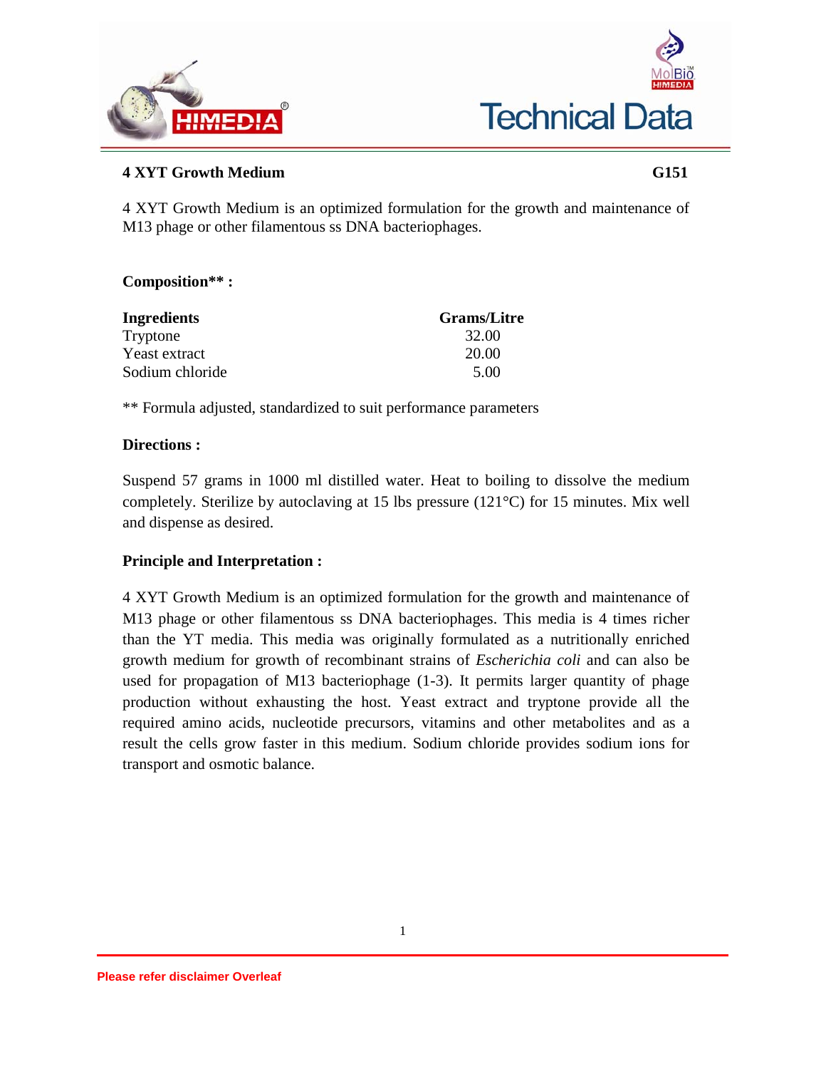**Technical Data**

## 4 XYT Growth Medium

**G151**

4 XYT Growth Medium is an optimized formulation for the growth and maintenance of M13 phage or other filamentous ss DNA bacteriophages.

**Composition** :**

| Ingredients | Grams/Litre |
| --- | --- |
| Tryptone | 32.00 |
| Yeast extract | 20.00 |
| Sodium chloride | 5.00 |

** Formula adjusted, standardized to suit performance parameters

**Directions :**

Suspend 57 grams in 1000 ml distilled water. Heat to boiling to dissolve the medium completely. Sterilize by autoclaving at 15 lbs pressure (121°C) for 15 minutes. Mix well and dispense as desired.

**Principle and Interpretation :**

4 XYT Growth Medium is an optimized formulation for the growth and maintenance of M13 phage or other filamentous ss DNA bacteriophages. This media is 4 times richer than the YT media. This media was originally formulated as a nutritionally enriched growth medium for growth of recombinant strains of *Escherichia coli* and can also be used for propagation of M13 bacteriophage (1-3). It permits larger quantity of phage production without exhausting the host. Yeast extract and tryptone provide all the required amino acids, nucleotide precursors, vitamins and other metabolites and as a result the cells grow faster in this medium. Sodium chloride provides sodium ions for transport and osmotic balance.

Please refer disclaimer Overleaf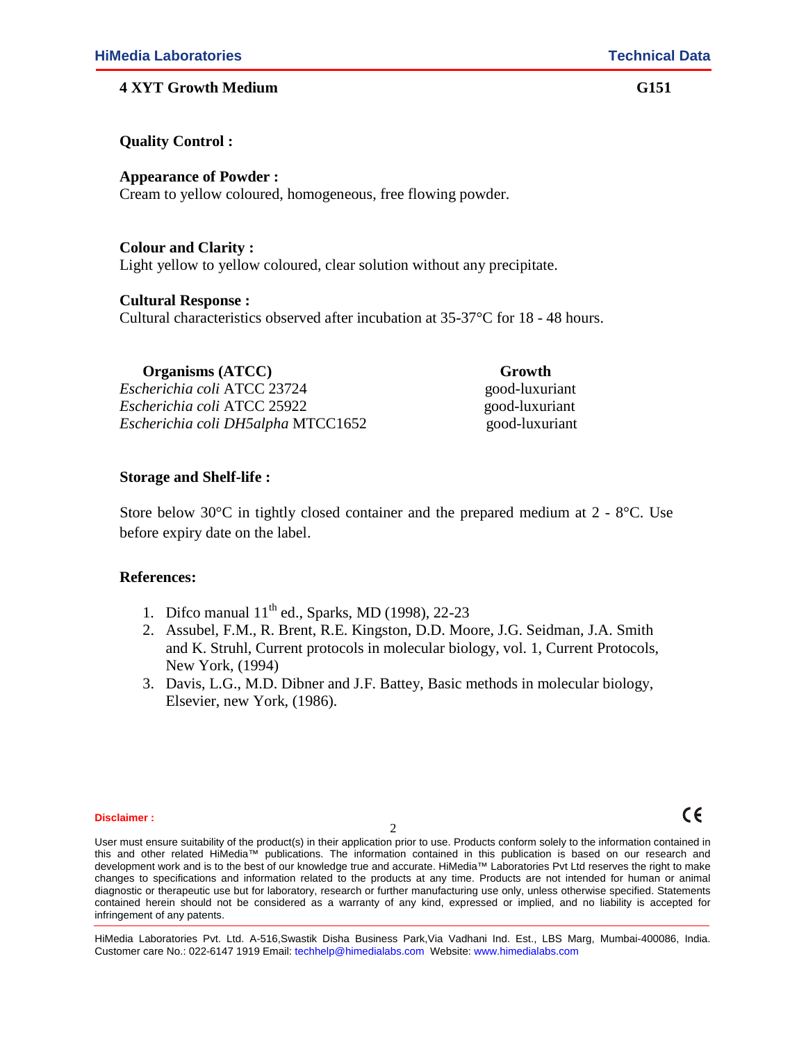**4 XYT Growth Medium** **G151**

## Quality Control :

**Appearance of Powder :**
Cream to yellow coloured, homogeneous, free flowing powder.

**Colour and Clarity :**
Light yellow to yellow coloured, clear solution without any precipitate.

**Cultural Response :**
Cultural characteristics observed after incubation at 35-37°C for 18 - 48 hours.

| Organisms (ATCC) | Growth |
| --- | --- |
| *Escherichia coli* ATCC 23724 | good-luxuriant |
| *Escherichia coli* ATCC 25922 | good-luxuriant |
| *Escherichia coli DH5alpha* MTCC1652 | good-luxuriant |

## Storage and Shelf-life :

Store below 30°C in tightly closed container and the prepared medium at 2 - 8°C. Use before expiry date on the label.

## References:

1. Difco manual 11th ed., Sparks, MD (1998), 22-23
2. Assubel, F.M., R. Brent, R.E. Kingston, D.D. Moore, J.G. Seidman, J.A. Smith and K. Struhl, Current protocols in molecular biology, vol. 1, Current Protocols, New York, (1994)
3. Davis, L.G., M.D. Dibner and J.F. Battey, Basic methods in molecular biology, Elsevier, new York, (1986).

**Disclaimer :**

User must ensure suitability of the product(s) in their application prior to use. Products conform solely to the information contained in this and other related HiMedia™ publications. The information contained in this publication is based on our research and development work and is to the best of our knowledge true and accurate. HiMedia™ Laboratories Pvt Ltd reserves the right to make changes to specifications and information related to the products at any time. Products are not intended for human or animal diagnostic or therapeutic use but for laboratory, research or further manufacturing use only, unless otherwise specified. Statements contained herein should not be considered as a warranty of any kind, expressed or implied, and no liability is accepted for infringement of any patents.

HiMedia Laboratories Pvt. Ltd. A-516,Swastik Disha Business Park,Via Vadhani Ind. Est., LBS Marg, Mumbai-400086, India. Customer care No.: 022-6147 1919 Email: techhelp@himedialabs.com Website: www.himedialabs.com